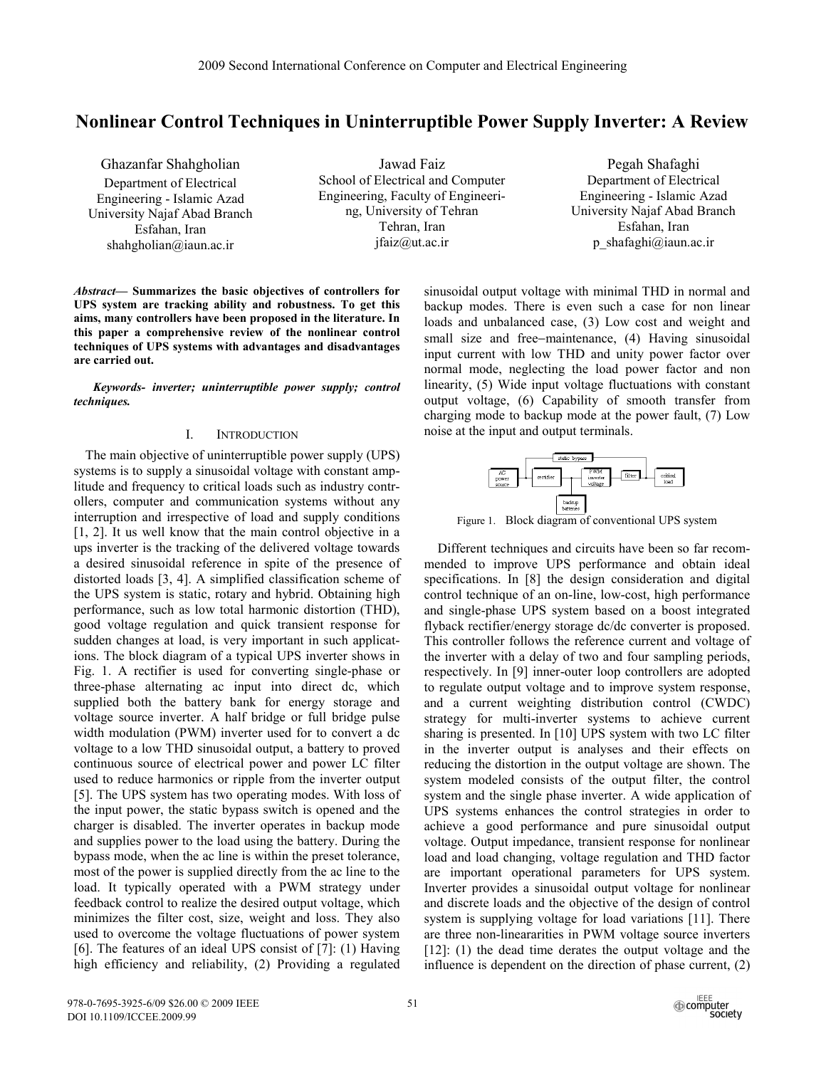# Nonlinear Control Techniques in Uninterruptible Power Supply Inverter: A Review

Ghazanfar Shahgholian
Department of Electrical Engineering - Islamic Azad University Najaf Abad Branch
Esfahan, Iran
shahgholian@iaun.ac.ir

Jawad Faiz
School of Electrical and Computer Engineering, Faculty of Engineering, University of Tehran
Tehran, Iran
jfaiz@ut.ac.ir

Pegah Shafaghi
Department of Electrical Engineering - Islamic Azad University Najaf Abad Branch
Esfahan, Iran
p_shafaghi@iaun.ac.ir

***Abstract*— Summarizes the basic objectives of controllers for UPS system are tracking ability and robustness. To get this aims, many controllers have been proposed in the literature. In this paper a comprehensive review of the nonlinear control techniques of UPS systems with advantages and disadvantages are carried out.**

***Keywords- inverter; uninterruptible power supply; control techniques.***

## I. Introduction

The main objective of uninterruptible power supply (UPS) systems is to supply a sinusoidal voltage with constant amplitude and frequency to critical loads such as industry controllers, computer and communication systems without any interruption and irrespective of load and supply conditions [1, 2]. It us well know that the main control objective in a ups inverter is the tracking of the delivered voltage towards a desired sinusoidal reference in spite of the presence of distorted loads [3, 4]. A simplified classification scheme of the UPS system is static, rotary and hybrid. Obtaining high performance, such as low total harmonic distortion (THD), good voltage regulation and quick transient response for sudden changes at load, is very important in such applications. The block diagram of a typical UPS inverter shows in Fig. 1. A rectifier is used for converting single-phase or three-phase alternating ac input into direct dc, which supplied both the battery bank for energy storage and voltage source inverter. A half bridge or full bridge pulse width modulation (PWM) inverter used for to convert a dc voltage to a low THD sinusoidal output, a battery to proved continuous source of electrical power and power LC filter used to reduce harmonics or ripple from the inverter output [5]. The UPS system has two operating modes. With loss of the input power, the static bypass switch is opened and the charger is disabled. The inverter operates in backup mode and supplies power to the load using the battery. During the bypass mode, when the ac line is within the preset tolerance, most of the power is supplied directly from the ac line to the load. It typically operated with a PWM strategy under feedback control to realize the desired output voltage, which minimizes the filter cost, size, weight and loss. They also used to overcome the voltage fluctuations of power system [6]. The features of an ideal UPS consist of [7]: (1) Having high efficiency and reliability, (2) Providing a regulated sinusoidal output voltage with minimal THD in normal and backup modes. There is even such a case for non linear loads and unbalanced case, (3) Low cost and weight and small size and free−maintenance, (4) Having sinusoidal input current with low THD and unity power factor over normal mode, neglecting the load power factor and non linearity, (5) Wide input voltage fluctuations with constant output voltage, (6) Capability of smooth transfer from charging mode to backup mode at the power fault, (7) Low noise at the input and output terminals.

Figure 1. Block diagram of conventional UPS system

Different techniques and circuits have been so far recommended to improve UPS performance and obtain ideal specifications. In [8] the design consideration and digital control technique of an on-line, low-cost, high performance and single-phase UPS system based on a boost integrated flyback rectifier/energy storage dc/dc converter is proposed. This controller follows the reference current and voltage of the inverter with a delay of two and four sampling periods, respectively. In [9] inner-outer loop controllers are adopted to regulate output voltage and to improve system response, and a current weighting distribution control (CWDC) strategy for multi-inverter systems to achieve current sharing is presented. In [10] UPS system with two LC filter in the inverter output is analyses and their effects on reducing the distortion in the output voltage are shown. The system modeled consists of the output filter, the control system and the single phase inverter. A wide application of UPS systems enhances the control strategies in order to achieve a good performance and pure sinusoidal output voltage. Output impedance, transient response for nonlinear load and load changing, voltage regulation and THD factor are important operational parameters for UPS system. Inverter provides a sinusoidal output voltage for nonlinear and discrete loads and the objective of the design of control system is supplying voltage for load variations [11]. There are three non-lineararities in PWM voltage source inverters [12]: (1) the dead time derates the output voltage and the influence is dependent on the direction of phase current, (2)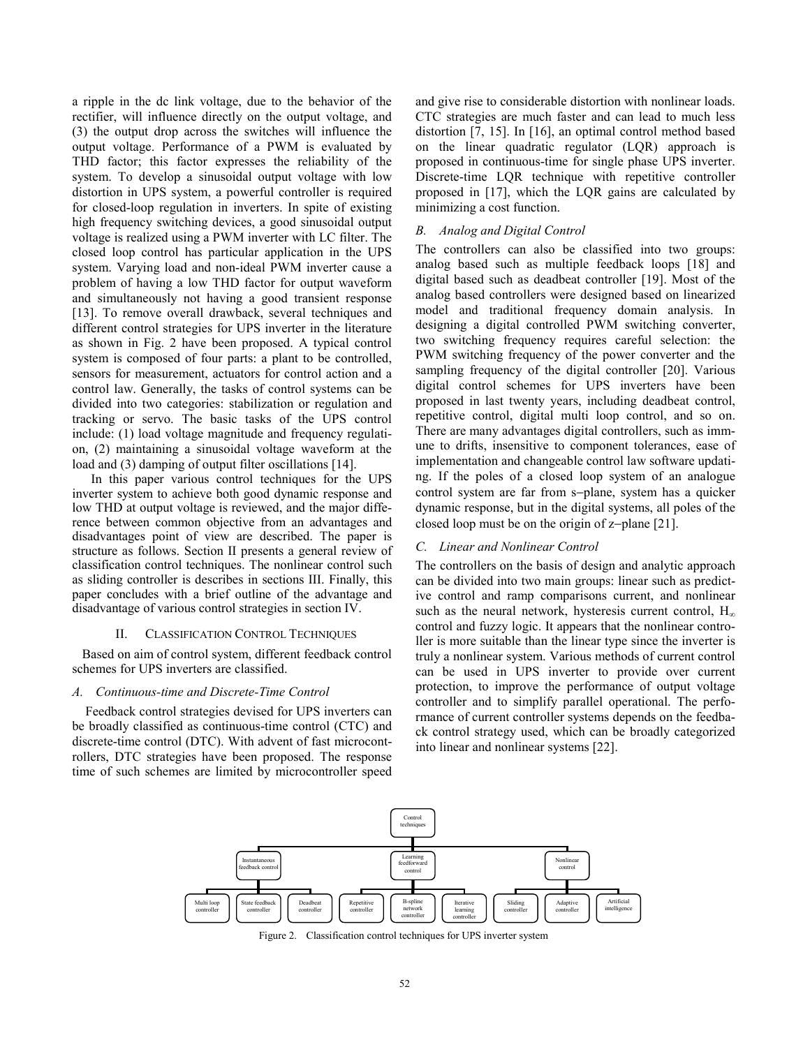a ripple in the dc link voltage, due to the behavior of the rectifier, will influence directly on the output voltage, and (3) the output drop across the switches will influence the output voltage. Performance of a PWM is evaluated by THD factor; this factor expresses the reliability of the system. To develop a sinusoidal output voltage with low distortion in UPS system, a powerful controller is required for closed-loop regulation in inverters. In spite of existing high frequency switching devices, a good sinusoidal output voltage is realized using a PWM inverter with LC filter. The closed loop control has particular application in the UPS system. Varying load and non-ideal PWM inverter cause a problem of having a low THD factor for output waveform and simultaneously not having a good transient response [13]. To remove overall drawback, several techniques and different control strategies for UPS inverter in the literature as shown in Fig. 2 have been proposed. A typical control system is composed of four parts: a plant to be controlled, sensors for measurement, actuators for control action and a control law. Generally, the tasks of control systems can be divided into two categories: stabilization or regulation and tracking or servo. The basic tasks of the UPS control include: (1) load voltage magnitude and frequency regulation, (2) maintaining a sinusoidal voltage waveform at the load and (3) damping of output filter oscillations [14].

In this paper various control techniques for the UPS inverter system to achieve both good dynamic response and low THD at output voltage is reviewed, and the major difference between common objective from an advantages and disadvantages point of view are described. The paper is structure as follows. Section II presents a general review of classification control techniques. The nonlinear control such as sliding controller is describes in sections III. Finally, this paper concludes with a brief outline of the advantage and disadvantage of various control strategies in section IV.

## II. Classification Control Techniques

Based on aim of control system, different feedback control schemes for UPS inverters are classified.

### A. Continuous-time and Discrete-Time Control

Feedback control strategies devised for UPS inverters can be broadly classified as continuous-time control (CTC) and discrete-time control (DTC). With advent of fast microcontrollers, DTC strategies have been proposed. The response time of such schemes are limited by microcontroller speed and give rise to considerable distortion with nonlinear loads. CTC strategies are much faster and can lead to much less distortion [7, 15]. In [16], an optimal control method based on the linear quadratic regulator (LQR) approach is proposed in continuous-time for single phase UPS inverter. Discrete-time LQR technique with repetitive controller proposed in [17], which the LQR gains are calculated by minimizing a cost function.

### B. Analog and Digital Control

The controllers can also be classified into two groups: analog based such as multiple feedback loops [18] and digital based such as deadbeat controller [19]. Most of the analog based controllers were designed based on linearized model and traditional frequency domain analysis. In designing a digital controlled PWM switching converter, two switching frequency requires careful selection: the PWM switching frequency of the power converter and the sampling frequency of the digital controller [20]. Various digital control schemes for UPS inverters have been proposed in last twenty years, including deadbeat control, repetitive control, digital multi loop control, and so on. There are many advantages digital controllers, such as immune to drifts, insensitive to component tolerances, ease of implementation and changeable control law software updating. If the poles of a closed loop system of an analogue control system are far from s−plane, system has a quicker dynamic response, but in the digital systems, all poles of the closed loop must be on the origin of z−plane [21].

### C. Linear and Nonlinear Control

The controllers on the basis of design and analytic approach can be divided into two main groups: linear such as predictive control and ramp comparisons current, and nonlinear such as the neural network, hysteresis current control, $H_\infty$ control and fuzzy logic. It appears that the nonlinear controller is more suitable than the linear type since the inverter is truly a nonlinear system. Various methods of current control can be used in UPS inverter to provide over current protection, to improve the performance of output voltage controller and to simplify parallel operational. The performance of current controller systems depends on the feedback control strategy used, which can be broadly categorized into linear and nonlinear systems [22].

Control techniques
- Instantaneous feedback control
  - Multi loop controller
  - State feedback controller
  - Deadbeat controller
- Learning feedforward control
  - Repetitive controller
  - B-spline network controller
  - Iterative learning controller
- Nonlinear control
  - Sliding controller
  - Adaptive controller
  - Artificial intelligence

Figure 2. Classification control techniques for UPS inverter system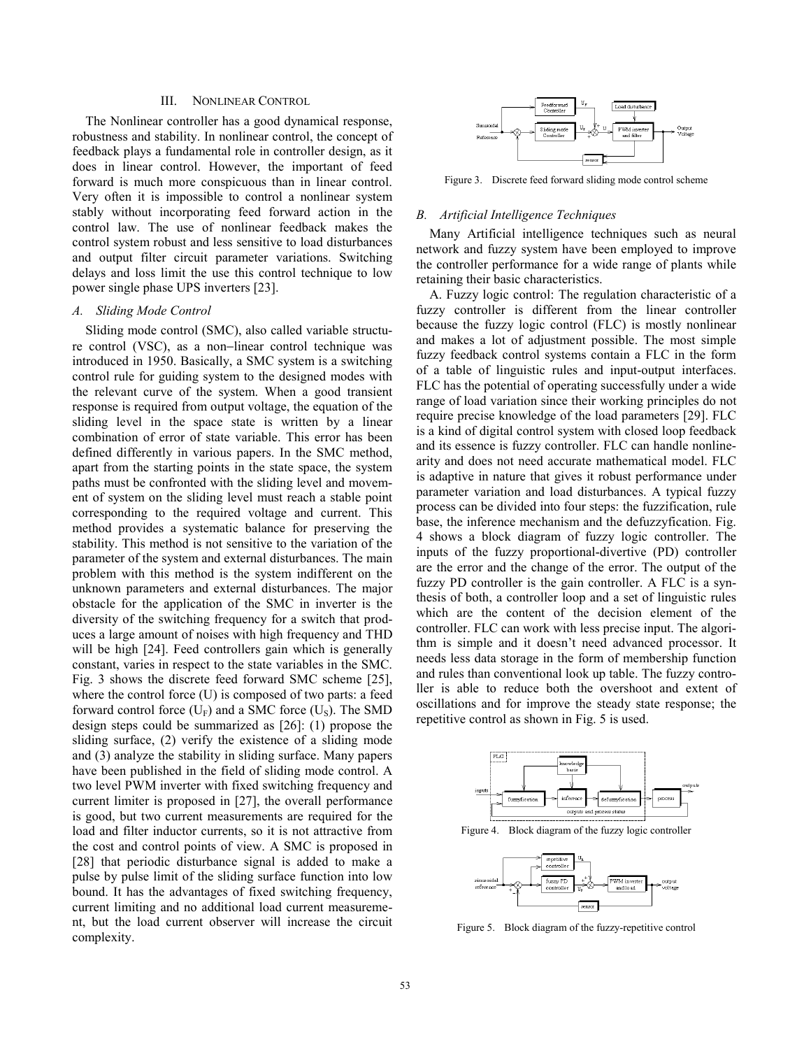## III. Nonlinear Control

The Nonlinear controller has a good dynamical response, robustness and stability. In nonlinear control, the concept of feedback plays a fundamental role in controller design, as it does in linear control. However, the important of feed forward is much more conspicuous than in linear control. Very often it is impossible to control a nonlinear system stably without incorporating feed forward action in the control law. The use of nonlinear feedback makes the control system robust and less sensitive to load disturbances and output filter circuit parameter variations. Switching delays and loss limit the use this control technique to low power single phase UPS inverters [23].

### *A. Sliding Mode Control*

Sliding mode control (SMC), also called variable structure control (VSC), as a non−linear control technique was introduced in 1950. Basically, a SMC system is a switching control rule for guiding system to the designed modes with the relevant curve of the system. When a good transient response is required from output voltage, the equation of the sliding level in the space state is written by a linear combination of error of state variable. This error has been defined differently in various papers. In the SMC method, apart from the starting points in the state space, the system paths must be confronted with the sliding level and movement of system on the sliding level must reach a stable point corresponding to the required voltage and current. This method provides a systematic balance for preserving the stability. This method is not sensitive to the variation of the parameter of the system and external disturbances. The main problem with this method is the system indifferent on the unknown parameters and external disturbances. The major obstacle for the application of the SMC in inverter is the diversity of the switching frequency for a switch that produces a large amount of noises with high frequency and THD will be high [24]. Feed controllers gain which is generally constant, varies in respect to the state variables in the SMC. Fig. 3 shows the discrete feed forward SMC scheme [25], where the control force (U) is composed of two parts: a feed forward control force ($U_F$) and a SMC force ($U_S$). The SMD design steps could be summarized as [26]: (1) propose the sliding surface, (2) verify the existence of a sliding mode and (3) analyze the stability in sliding surface. Many papers have been published in the field of sliding mode control. A two level PWM inverter with fixed switching frequency and current limiter is proposed in [27], the overall performance is good, but two current measurements are required for the load and filter inductor currents, so it is not attractive from the cost and control points of view. A SMC is proposed in [28] that periodic disturbance signal is added to make a pulse by pulse limit of the sliding surface function into low bound. It has the advantages of fixed switching frequency, current limiting and no additional load current measurement, but the load current observer will increase the circuit complexity.

Feedforward Controller
$U_F$
Load disturbance
Sinusoidal Reference
Sliding mode Controller
$U_S$
U
PWM inverter and filter
Output Voltage
sensor

Figure 3. Discrete feed forward sliding mode control scheme

### *B. Artificial Intelligence Techniques*

Many Artificial intelligence techniques such as neural network and fuzzy system have been employed to improve the controller performance for a wide range of plants while retaining their basic characteristics.

A. Fuzzy logic control: The regulation characteristic of a fuzzy controller is different from the linear controller because the fuzzy logic control (FLC) is mostly nonlinear and makes a lot of adjustment possible. The most simple fuzzy feedback control systems contain a FLC in the form of a table of linguistic rules and input-output interfaces. FLC has the potential of operating successfully under a wide range of load variation since their working principles do not require precise knowledge of the load parameters [29]. FLC is a kind of digital control system with closed loop feedback and its essence is fuzzy controller. FLC can handle nonlinearity and does not need accurate mathematical model. FLC is adaptive in nature that gives it robust performance under parameter variation and load disturbances. A typical fuzzy process can be divided into four steps: the fuzzification, rule base, the inference mechanism and the defuzzyfication. Fig. 4 shows a block diagram of fuzzy logic controller. The inputs of the fuzzy proportional-divertive (PD) controller are the error and the change of the error. The output of the fuzzy PD controller is the gain controller. A FLC is a synthesis of both, a controller loop and a set of linguistic rules which are the content of the decision element of the controller. FLC can work with less precise input. The algorithm is simple and it doesn't need advanced processor. It needs less data storage in the form of membership function and rules than conventional look up table. The fuzzy controller is able to reduce both the overshoot and extent of oscillations and for improve the steady state response; the repetitive control as shown in Fig. 5 is used.

FLC
knowledge basis
inputs
fuzzyfication
inference
defuzzyfication
process
outputs
outputs and process status

Figure 4. Block diagram of the fuzzy logic controller

repetitive controller
$U_R$
sinusoidal reference
fuzzy PD controller
$U_F$
PWM inverter and load
output voltage
sensor

Figure 5. Block diagram of the fuzzy-repetitive control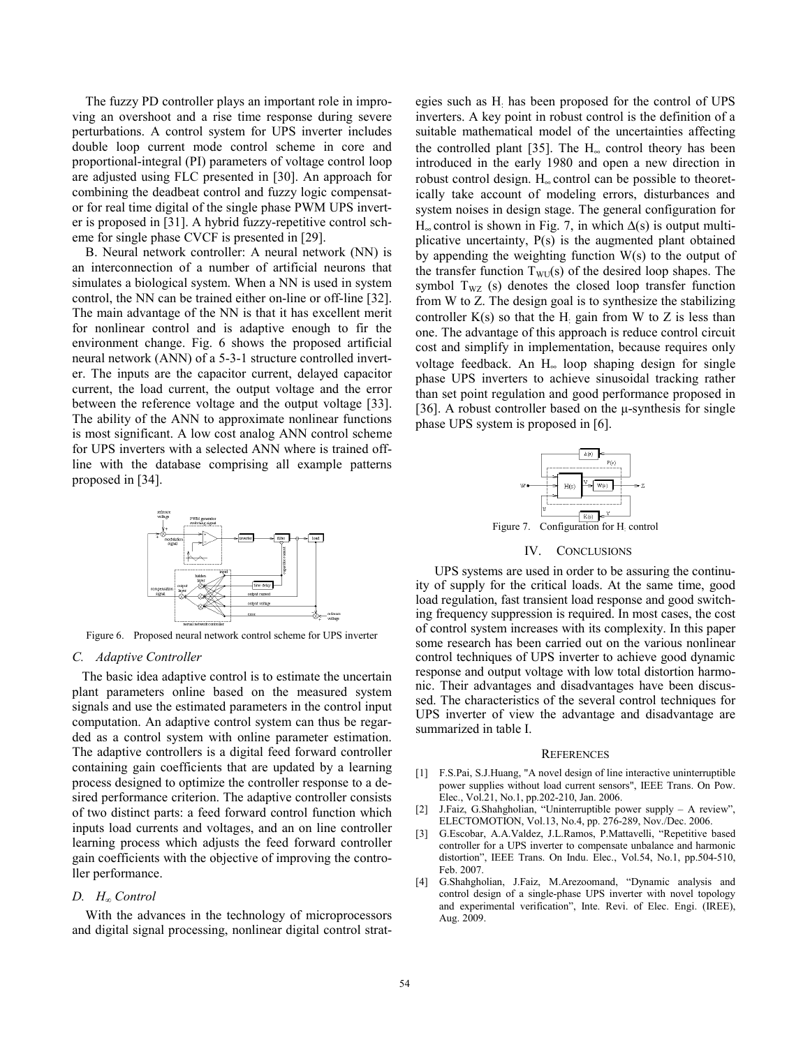The fuzzy PD controller plays an important role in improving an overshoot and a rise time response during severe perturbations. A control system for UPS inverter includes double loop current mode control scheme in core and proportional-integral (PI) parameters of voltage control loop are adjusted using FLC presented in [30]. An approach for combining the deadbeat control and fuzzy logic compensator for real time digital of the single phase PWM UPS inverter is proposed in [31]. A hybrid fuzzy-repetitive control scheme for single phase CVCF is presented in [29].

B. Neural network controller: A neural network (NN) is an interconnection of a number of artificial neurons that simulates a biological system. When a NN is used in system control, the NN can be trained either on-line or off-line [32]. The main advantage of the NN is that it has excellent merit for nonlinear control and is adaptive enough to fir the environment change. Fig. 6 shows the proposed artificial neural network (ANN) of a 5-3-1 structure controlled inverter. The inputs are the capacitor current, delayed capacitor current, the load current, the output voltage and the error between the reference voltage and the output voltage [33]. The ability of the ANN to approximate nonlinear functions is most significant. A low cost analog ANN control scheme for UPS inverters with a selected ANN where is trained off-line with the database comprising all example patterns proposed in [34].

Figure 6. Proposed neural network control scheme for UPS inverter

### *C. Adaptive Controller*

The basic idea adaptive control is to estimate the uncertain plant parameters online based on the measured system signals and use the estimated parameters in the control input computation. An adaptive control system can thus be regarded as a control system with online parameter estimation. The adaptive controllers is a digital feed forward controller containing gain coefficients that are updated by a learning process designed to optimize the controller response to a desired performance criterion. The adaptive controller consists of two distinct parts: a feed forward control function which inputs load currents and voltages, and an on line controller learning process which adjusts the feed forward controller gain coefficients with the objective of improving the controller performance.

### *D. $H_\infty$ Control*

With the advances in the technology of microprocessors and digital signal processing, nonlinear digital control strategies such as $H_\infty$ has been proposed for the control of UPS inverters. A key point in robust control is the definition of a suitable mathematical model of the uncertainties affecting the controlled plant [35]. The $H_\infty$ control theory has been introduced in the early 1980 and open a new direction in robust control design. $H_\infty$ control can be possible to theoretically take account of modeling errors, disturbances and system noises in design stage. The general configuration for $H_\infty$ control is shown in Fig. 7, in which $\Delta(s)$ is output multiplicative uncertainty, $P(s)$ is the augmented plant obtained by appending the weighting function $W(s)$ to the output of the transfer function $T_{WU}(s)$ of the desired loop shapes. The symbol $T_{WZ}$ (s) denotes the closed loop transfer function from W to Z. The design goal is to synthesize the stabilizing controller $K(s)$ so that the $H_\infty$ gain from W to Z is less than one. The advantage of this approach is reduce control circuit cost and simplify in implementation, because requires only voltage feedback. An $H_\infty$ loop shaping design for single phase UPS inverters to achieve sinusoidal tracking rather than set point regulation and good performance proposed in [36]. A robust controller based on the μ-synthesis for single phase UPS system is proposed in [6].

Figure 7. Configuration for $H_\infty$ control

## IV. CONCLUSIONS

UPS systems are used in order to be assuring the continuity of supply for the critical loads. At the same time, good load regulation, fast transient load response and good switching frequency suppression is required. In most cases, the cost of control system increases with its complexity. In this paper some research has been carried out on the various nonlinear control techniques of UPS inverter to achieve good dynamic response and output voltage with low total distortion harmonic. Their advantages and disadvantages have been discussed. The characteristics of the several control techniques for UPS inverter of view the advantage and disadvantage are summarized in table I.

## REFERENCES

[1] F.S.Pai, S.J.Huang, "A novel design of line interactive uninterruptible power supplies without load current sensors", IEEE Trans. On Pow. Elec., Vol.21, No.1, pp.202-210, Jan. 2006.

[2] J.Faiz, G.Shahgholian, "Uninterruptible power supply – A review", ELECTOMOTION, Vol.13, No.4, pp. 276-289, Nov./Dec. 2006.

[3] G.Escobar, A.A.Valdez, J.L.Ramos, P.Mattavelli, "Repetitive based controller for a UPS inverter to compensate unbalance and harmonic distortion", IEEE Trans. On Indu. Elec., Vol.54, No.1, pp.504-510, Feb. 2007.

[4] G.Shahgholian, J.Faiz, M.Arezoomand, "Dynamic analysis and control design of a single-phase UPS inverter with novel topology and experimental verification", Inte. Revi. of Elec. Engi. (IREE), Aug. 2009.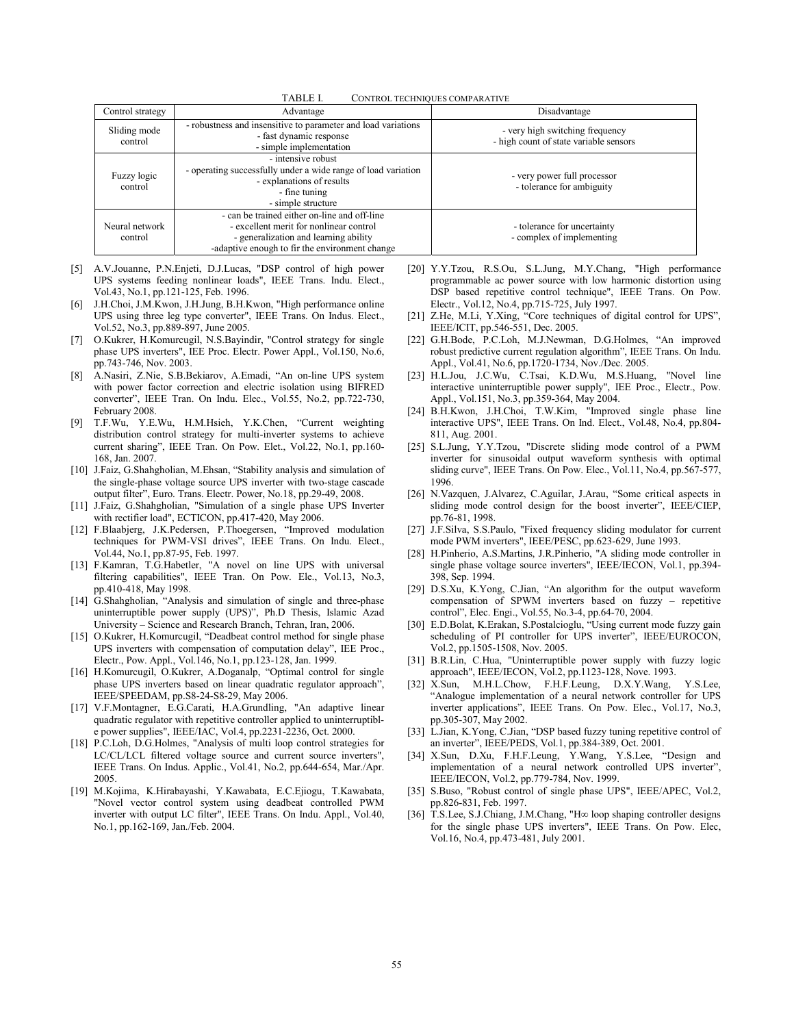TABLE I. CONTROL TECHNIQUES COMPARATIVE

| Control strategy | Advantage | Disadvantage |
|---|---|---|
| Sliding mode control | - robustness and insensitive to parameter and load variations<br>- fast dynamic response<br>- simple implementation | - very high switching frequency<br>- high count of state variable sensors |
| Fuzzy logic control | - intensive robust<br>- operating successfully under a wide range of load variation<br>- explanations of results<br>- fine tuning<br>- simple structure | - very power full processor<br>- tolerance for ambiguity |
| Neural network control | - can be trained either on-line and off-line<br>- excellent merit for nonlinear control<br>- generalization and learning ability<br>-adaptive enough to fir the environment change | - tolerance for uncertainty<br>- complex of implementing |

[5] A.V.Jouanne, P.N.Enjeti, D.J.Lucas, "DSP control of high power UPS systems feeding nonlinear loads", IEEE Trans. Indu. Elect., Vol.43, No.1, pp.121-125, Feb. 1996.

[6] J.H.Choi, J.M.Kwon, J.H.Jung, B.H.Kwon, "High performance online UPS using three leg type converter", IEEE Trans. On Indus. Elect., Vol.52, No.3, pp.889-897, June 2005.

[7] O.Kukrer, H.Komurcugil, N.S.Bayindir, "Control strategy for single phase UPS inverters", IEE Proc. Electr. Power Appl., Vol.150, No.6, pp.743-746, Nov. 2003.

[8] A.Nasiri, Z.Nie, S.B.Bekiarov, A.Emadi, "An on-line UPS system with power factor correction and electric isolation using BIFRED converter", IEEE Tran. On Indu. Elec., Vol.55, No.2, pp.722-730, February 2008.

[9] T.F.Wu, Y.E.Wu, H.M.Hsieh, Y.K.Chen, "Current weighting distribution control strategy for multi-inverter systems to achieve current sharing", IEEE Tran. On Pow. Elet., Vol.22, No.1, pp.160-168, Jan. 2007.

[10] J.Faiz, G.Shahgholian, M.Ehsan, "Stability analysis and simulation of the single-phase voltage source UPS inverter with two-stage cascade output filter", Euro. Trans. Electr. Power, No.18, pp.29-49, 2008.

[11] J.Faiz, G.Shahgholian, "Simulation of a single phase UPS Inverter with rectifier load", ECTICON, pp.417-420, May 2006.

[12] F.Blaabjerg, J.K.Pedersen, P.Thoegersen, "Improved modulation techniques for PWM-VSI drives", IEEE Trans. On Indu. Elect., Vol.44, No.1, pp.87-95, Feb. 1997.

[13] F.Kamran, T.G.Habetler, "A novel on line UPS with universal filtering capabilities", IEEE Tran. On Pow. Ele., Vol.13, No.3, pp.410-418, May 1998.

[14] G.Shahgholian, "Analysis and simulation of single and three-phase uninterruptible power supply (UPS)", Ph.D Thesis, Islamic Azad University – Science and Research Branch, Tehran, Iran, 2006.

[15] O.Kukrer, H.Komurcugil, "Deadbeat control method for single phase UPS inverters with compensation of computation delay", IEE Proc., Electr., Pow. Appl., Vol.146, No.1, pp.123-128, Jan. 1999.

[16] H.Komurcugil, O.Kukrer, A.Doganalp, "Optimal control for single phase UPS inverters based on linear quadratic regulator approach", IEEE/SPEEDAM, pp.S8-24-S8-29, May 2006.

[17] V.F.Montagner, E.G.Carati, H.A.Grundling, "An adaptive linear quadratic regulator with repetitive controller applied to uninterruptible power supplies", IEEE/IAC, Vol.4, pp.2231-2236, Oct. 2000.

[18] P.C.Loh, D.G.Holmes, "Analysis of multi loop control strategies for LC/CL/LCL filtered voltage source and current source inverters", IEEE Trans. On Indus. Applic., Vol.41, No.2, pp.644-654, Mar./Apr. 2005.

[19] M.Kojima, K.Hirabayashi, Y.Kawabata, E.C.Ejiogu, T.Kawabata, "Novel vector control system using deadbeat controlled PWM inverter with output LC filter", IEEE Trans. On Indu. Appl., Vol.40, No.1, pp.162-169, Jan./Feb. 2004.

[20] Y.Y.Tzou, R.S.Ou, S.L.Jung, M.Y.Chang, "High performance programmable ac power source with low harmonic distortion using DSP based repetitive control technique", IEEE Trans. On Pow. Electr., Vol.12, No.4, pp.715-725, July 1997.

[21] Z.He, M.Li, Y.Xing, "Core techniques of digital control for UPS", IEEE/ICIT, pp.546-551, Dec. 2005.

[22] G.H.Bode, P.C.Loh, M.J.Newman, D.G.Holmes, "An improved robust predictive current regulation algorithm", IEEE Trans. On Indu. Appl., Vol.41, No.6, pp.1720-1734, Nov./Dec. 2005.

[23] H.L.Jou, J.C.Wu, C.Tsai, K.D.Wu, M.S.Huang, "Novel line interactive uninterruptible power supply", IEE Proc., Electr., Pow. Appl., Vol.151, No.3, pp.359-364, May 2004.

[24] B.H.Kwon, J.H.Choi, T.W.Kim, "Improved single phase line interactive UPS", IEEE Trans. On Ind. Elect., Vol.48, No.4, pp.804-811, Aug. 2001.

[25] S.L.Jung, Y.Y.Tzou, "Discrete sliding mode control of a PWM inverter for sinusoidal output waveform synthesis with optimal sliding curve", IEEE Trans. On Pow. Elec., Vol.11, No.4, pp.567-577, 1996.

[26] N.Vazquen, J.Alvarez, C.Aguilar, J.Arau, "Some critical aspects in sliding mode control design for the boost inverter", IEEE/CIEP, pp.76-81, 1998.

[27] J.F.Silva, S.S.Paulo, "Fixed frequency sliding modulator for current mode PWM inverters", IEEE/PESC, pp.623-629, June 1993.

[28] H.Pinherio, A.S.Martins, J.R.Pinherio, "A sliding mode controller in single phase voltage source inverters", IEEE/IECON, Vol.1, pp.394-398, Sep. 1994.

[29] D.S.Xu, K.Yong, C.Jian, "An algorithm for the output waveform compensation of SPWM inverters based on fuzzy – repetitive control", Elec. Engi., Vol.55, No.3-4, pp.64-70, 2004.

[30] E.D.Bolat, K.Erakan, S.Postalcioglu, "Using current mode fuzzy gain scheduling of PI controller for UPS inverter", IEEE/EUROCON, Vol.2, pp.1505-1508, Nov. 2005.

[31] B.R.Lin, C.Hua, "Uninterruptible power supply with fuzzy logic approach", IEEE/IECON, Vol.2, pp.1123-128, Nove. 1993.

[32] X.Sun, M.H.L.Chow, F.H.F.Leung, D.X.Y.Wang, Y.S.Lee, "Analogue implementation of a neural network controller for UPS inverter applications", IEEE Trans. On Pow. Elec., Vol.17, No.3, pp.305-307, May 2002.

[33] L.Jian, K.Yong, C.Jian, "DSP based fuzzy tuning repetitive control of an inverter", IEEE/PEDS, Vol.1, pp.384-389, Oct. 2001.

[34] X.Sun, D.Xu, F.H.F.Leung, Y.Wang, Y.S.Lee, "Design and implementation of a neural network controlled UPS inverter", IEEE/IECON, Vol.2, pp.779-784, Nov. 1999.

[35] S.Buso, "Robust control of single phase UPS", IEEE/APEC, Vol.2, pp.826-831, Feb. 1997.

[36] T.S.Lee, S.J.Chiang, J.M.Chang, "H$\infty$ loop shaping controller designs for the single phase UPS inverters", IEEE Trans. On Pow. Elec, Vol.16, No.4, pp.473-481, July 2001.